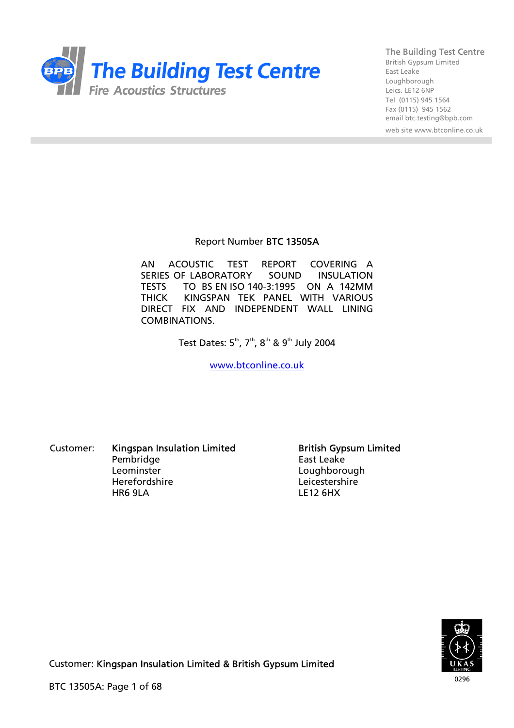# The Building Test Centre

Fire Acoustics Structures

**The Building Test Centre**
British Gypsum Limited
East Leake
Loughborough
Leics. LE12 6NP
Tel (0115) 945 1564
Fax (0115) 945 1562
email btc.testing@bpb.com
web site www.btconline.co.uk

Report Number **BTC 13505A**

AN ACOUSTIC TEST REPORT COVERING A SERIES OF LABORATORY SOUND INSULATION TESTS TO BS EN ISO 140-3:1995 ON A 142MM THICK KINGSPAN TEK PANEL WITH VARIOUS DIRECT FIX AND INDEPENDENT WALL LINING COMBINATIONS.

Test Dates: 5th, 7th, 8th & 9th July 2004

www.btconline.co.uk

| Customer: | **Kingspan Insulation Limited** | **British Gypsum Limited** |
|---|---|---|
| | Pembridge | East Leake |
| | Leominster | Loughborough |
| | Herefordshire | Leicestershire |
| | HR6 9LA | LE12 6HX |

UKAS TESTING 0296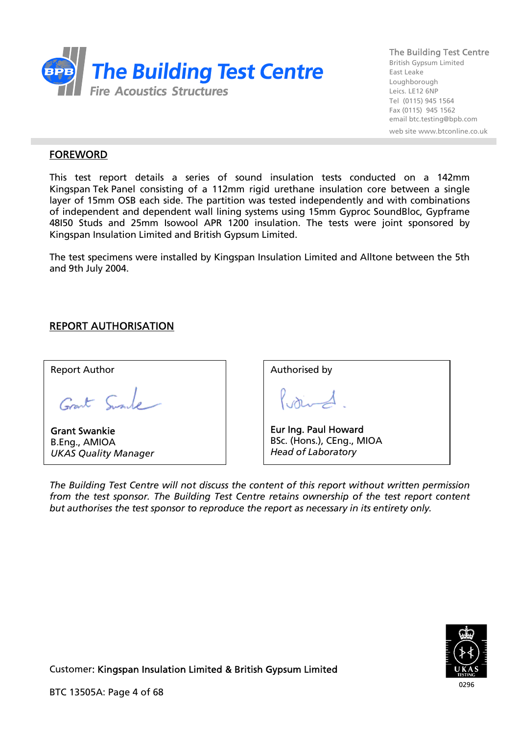## FOREWORD

This test report details a series of sound insulation tests conducted on a 142mm Kingspan Tek Panel consisting of a 112mm rigid urethane insulation core between a single layer of 15mm OSB each side. The partition was tested independently and with combinations of independent and dependent wall lining systems using 15mm Gyproc SoundBloc, Gypframe 48I50 Studs and 25mm Isowool APR 1200 insulation. The tests were joint sponsored by Kingspan Insulation Limited and British Gypsum Limited.

The test specimens were installed by Kingspan Insulation Limited and Alltone between the 5th and 9th July 2004.

## REPORT AUTHORISATION

| Report Author | Authorised by |
|---|---|
| **Grant Swankie**<br>B.Eng., AMIOA<br>*UKAS Quality Manager* | **Eur Ing. Paul Howard**<br>BSc. (Hons.), CEng., MIOA<br>*Head of Laboratory* |

*The Building Test Centre will not discuss the content of this report without written permission from the test sponsor. The Building Test Centre retains ownership of the test report content but authorises the test sponsor to reproduce the report as necessary in its entirety only.*

Customer: Kingspan Insulation Limited & British Gypsum Limited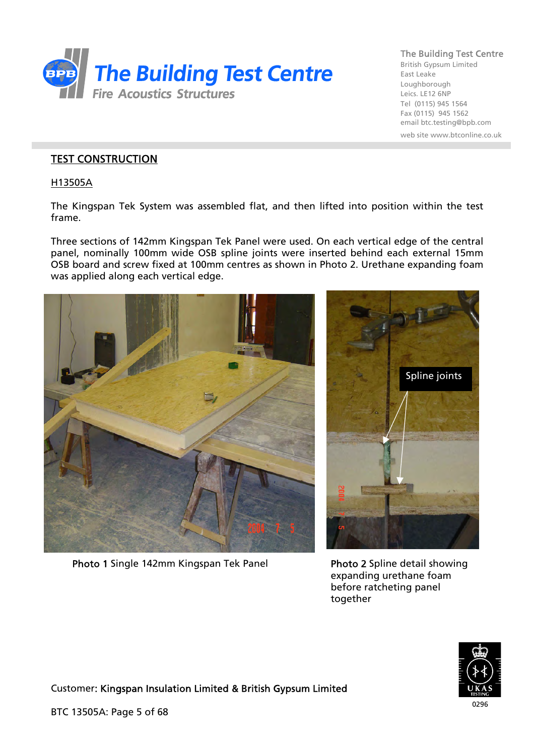## TEST CONSTRUCTION

### H13505A

The Kingspan Tek System was assembled flat, and then lifted into position within the test frame.

Three sections of 142mm Kingspan Tek Panel were used. On each vertical edge of the central panel, nominally 100mm wide OSB spline joints were inserted behind each external 15mm OSB board and screw fixed at 100mm centres as shown in Photo 2. Urethane expanding foam was applied along each vertical edge.

**Photo 1** Single 142mm Kingspan Tek Panel

**Photo 2** Spline detail showing expanding urethane foam before ratcheting panel together

Customer: Kingspan Insulation Limited & British Gypsum Limited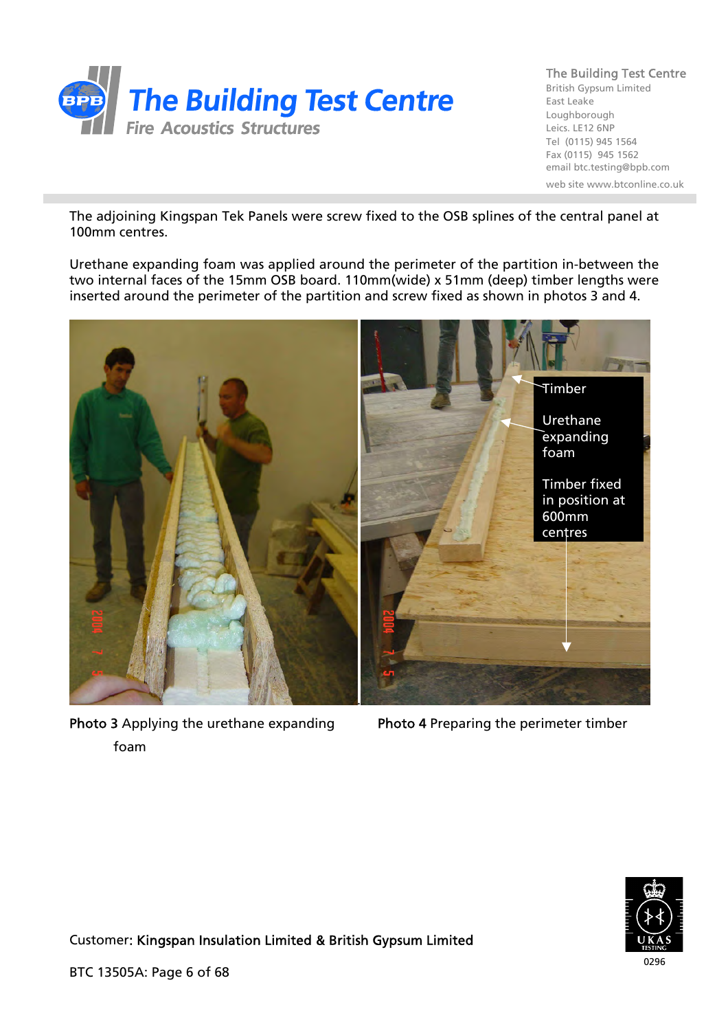The adjoining Kingspan Tek Panels were screw fixed to the OSB splines of the central panel at 100mm centres.

Urethane expanding foam was applied around the perimeter of the partition in-between the two internal faces of the 15mm OSB board. 110mm(wide) x 51mm (deep) timber lengths were inserted around the perimeter of the partition and screw fixed as shown in photos 3 and 4.

Timber

Urethane expanding foam

Timber fixed in position at 600mm centres

**Photo 3** Applying the urethane expanding foam

**Photo 4** Preparing the perimeter timber

Customer: Kingspan Insulation Limited & British Gypsum Limited

BTC 13505A: Page 6 of 68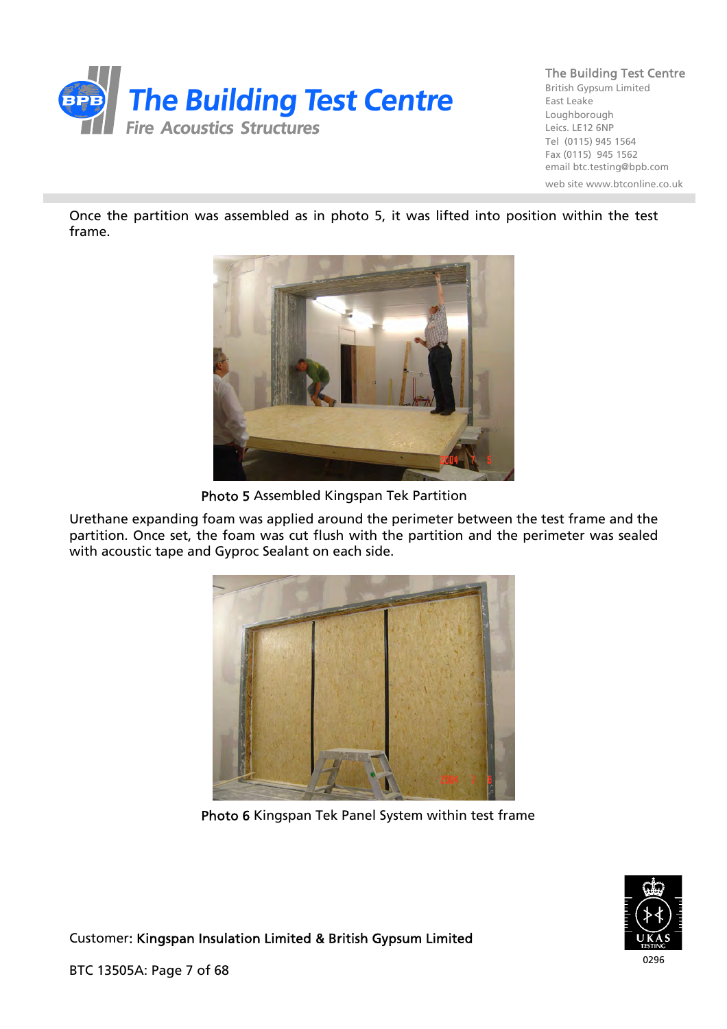Once the partition was assembled as in photo 5, it was lifted into position within the test frame.

**Photo 5** Assembled Kingspan Tek Partition

Urethane expanding foam was applied around the perimeter between the test frame and the partition. Once set, the foam was cut flush with the partition and the perimeter was sealed with acoustic tape and Gyproc Sealant on each side.

**Photo 6** Kingspan Tek Panel System within test frame

Customer: **Kingspan Insulation Limited & British Gypsum Limited**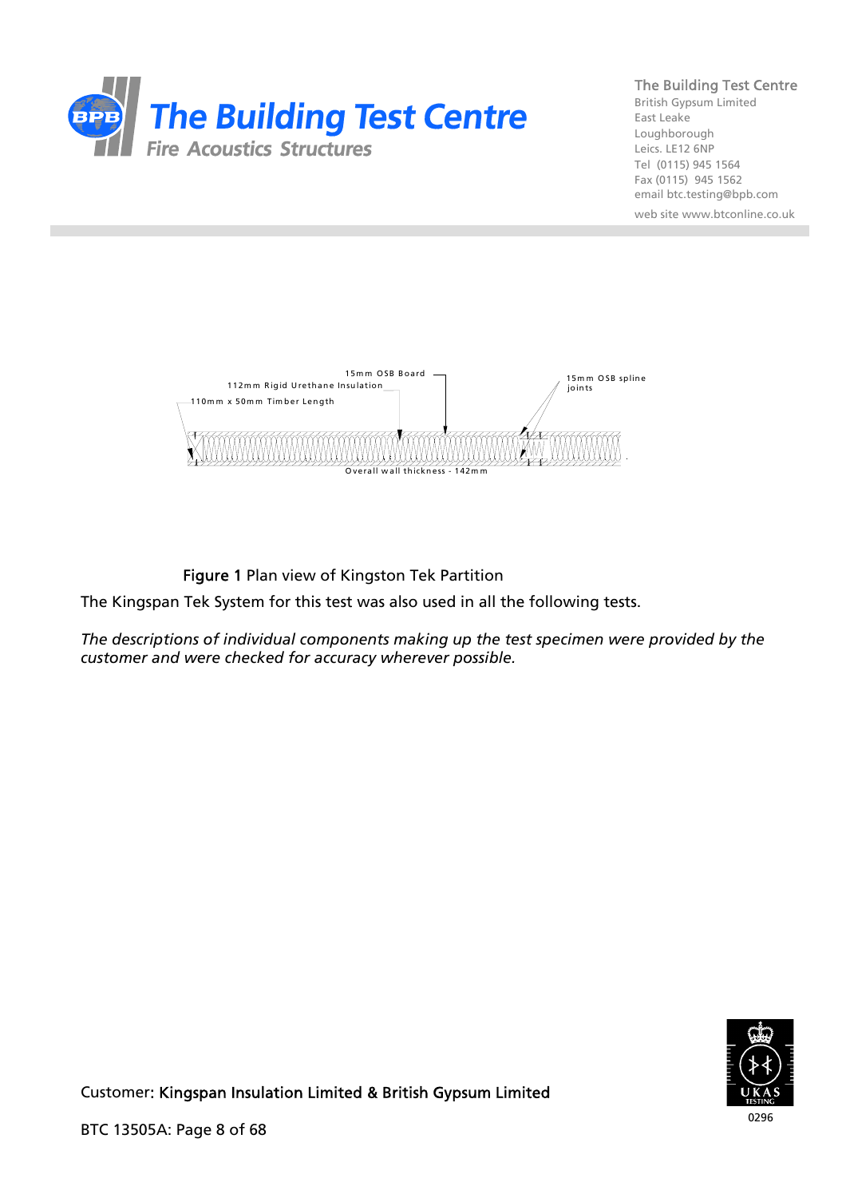15mm OSB Board

112mm Rigid Urethane Insulation

110mm x 50mm Timber Length

15mm OSB spline joints

Overall wall thickness - 142mm

**Figure 1** Plan view of Kingston Tek Partition

The Kingspan Tek System for this test was also used in all the following tests.

*The descriptions of individual components making up the test specimen were provided by the customer and were checked for accuracy wherever possible.*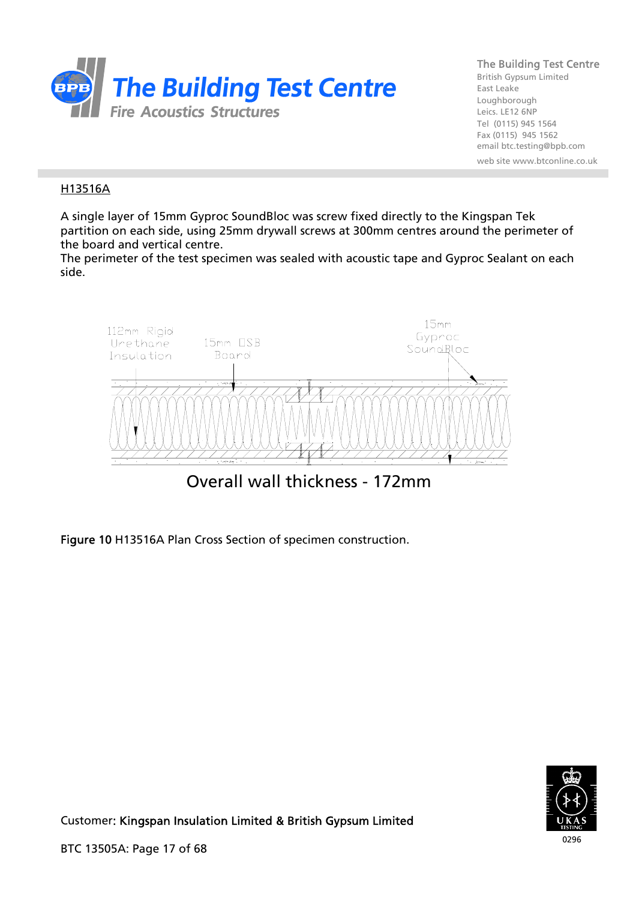H13516A

A single layer of 15mm Gyproc SoundBloc was screw fixed directly to the Kingspan Tek partition on each side, using 25mm drywall screws at 300mm centres around the perimeter of the board and vertical centre.
The perimeter of the test specimen was sealed with acoustic tape and Gyproc Sealant on each side.

112mm Rigid Urethane Insulation

15mm OSB Board

15mm Gyproc SoundBloc

Overall wall thickness - 172mm

**Figure 10** H13516A Plan Cross Section of specimen construction.

Customer: Kingspan Insulation Limited & British Gypsum Limited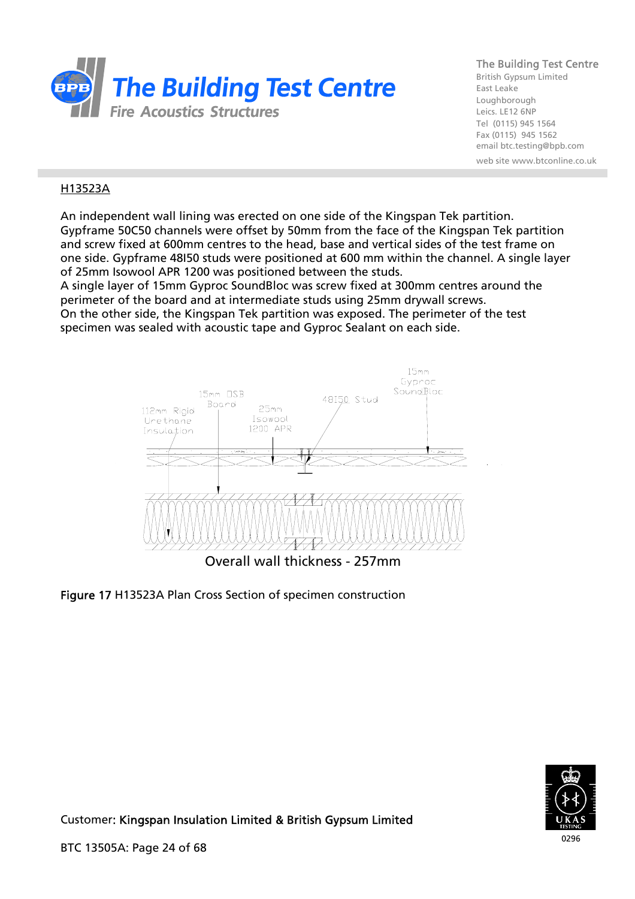## H13523A

An independent wall lining was erected on one side of the Kingspan Tek partition. Gypframe 50C50 channels were offset by 50mm from the face of the Kingspan Tek partition and screw fixed at 600mm centres to the head, base and vertical sides of the test frame on one side. Gypframe 48I50 studs were positioned at 600 mm within the channel. A single layer of 25mm Isowool APR 1200 was positioned between the studs.
A single layer of 15mm Gyproc SoundBloc was screw fixed at 300mm centres around the perimeter of the board and at intermediate studs using 25mm drywall screws.
On the other side, the Kingspan Tek partition was exposed. The perimeter of the test specimen was sealed with acoustic tape and Gyproc Sealant on each side.

15mm Gyproc SoundBloc

15mm OSB Board

48I50 Stud

112mm Rigid Urethane Insulation

25mm Isowool 1200 APR

Overall wall thickness - 257mm

**Figure 17** H13523A Plan Cross Section of specimen construction

Customer: **Kingspan Insulation Limited & British Gypsum Limited**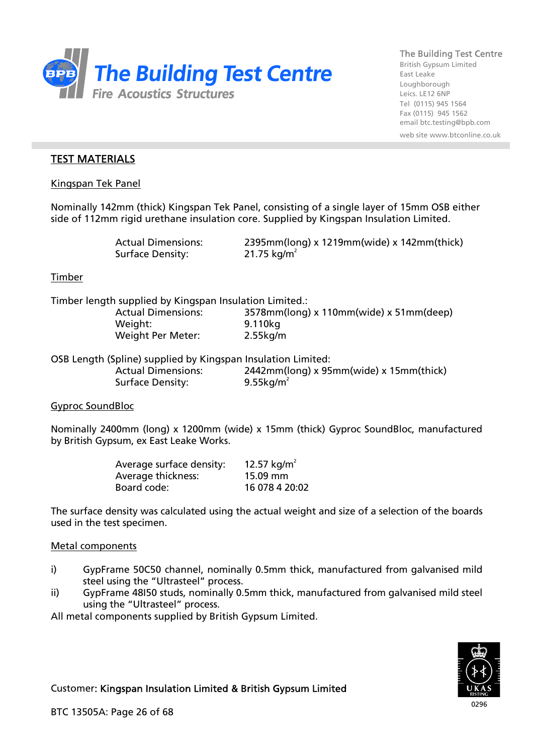## TEST MATERIALS

### Kingspan Tek Panel

Nominally 142mm (thick) Kingspan Tek Panel, consisting of a single layer of 15mm OSB either side of 112mm rigid urethane insulation core. Supplied by Kingspan Insulation Limited.

| | |
|---|---|
| Actual Dimensions: | 2395mm(long) x 1219mm(wide) x 142mm(thick) |
| Surface Density: | 21.75 kg/m$^2$ |

### Timber

Timber length supplied by Kingspan Insulation Limited.:

| | |
|---|---|
| Actual Dimensions: | 3578mm(long) x 110mm(wide) x 51mm(deep) |
| Weight: | 9.110kg |
| Weight Per Meter: | 2.55kg/m |

OSB Length (Spline) supplied by Kingspan Insulation Limited:

| | |
|---|---|
| Actual Dimensions: | 2442mm(long) x 95mm(wide) x 15mm(thick) |
| Surface Density: | 9.55kg/m$^2$ |

### Gyproc SoundBloc

Nominally 2400mm (long) x 1200mm (wide) x 15mm (thick) Gyproc SoundBloc, manufactured by British Gypsum, ex East Leake Works.

| | |
|---|---|
| Average surface density: | 12.57 kg/m$^2$ |
| Average thickness: | 15.09 mm |
| Board code: | 16 078 4 20:02 |

The surface density was calculated using the actual weight and size of a selection of the boards used in the test specimen.

### Metal components

i) GypFrame 50C50 channel, nominally 0.5mm thick, manufactured from galvanised mild steel using the “Ultrasteel” process.

ii) GypFrame 48I50 studs, nominally 0.5mm thick, manufactured from galvanised mild steel using the “Ultrasteel” process.

All metal components supplied by British Gypsum Limited.

Customer: Kingspan Insulation Limited & British Gypsum Limited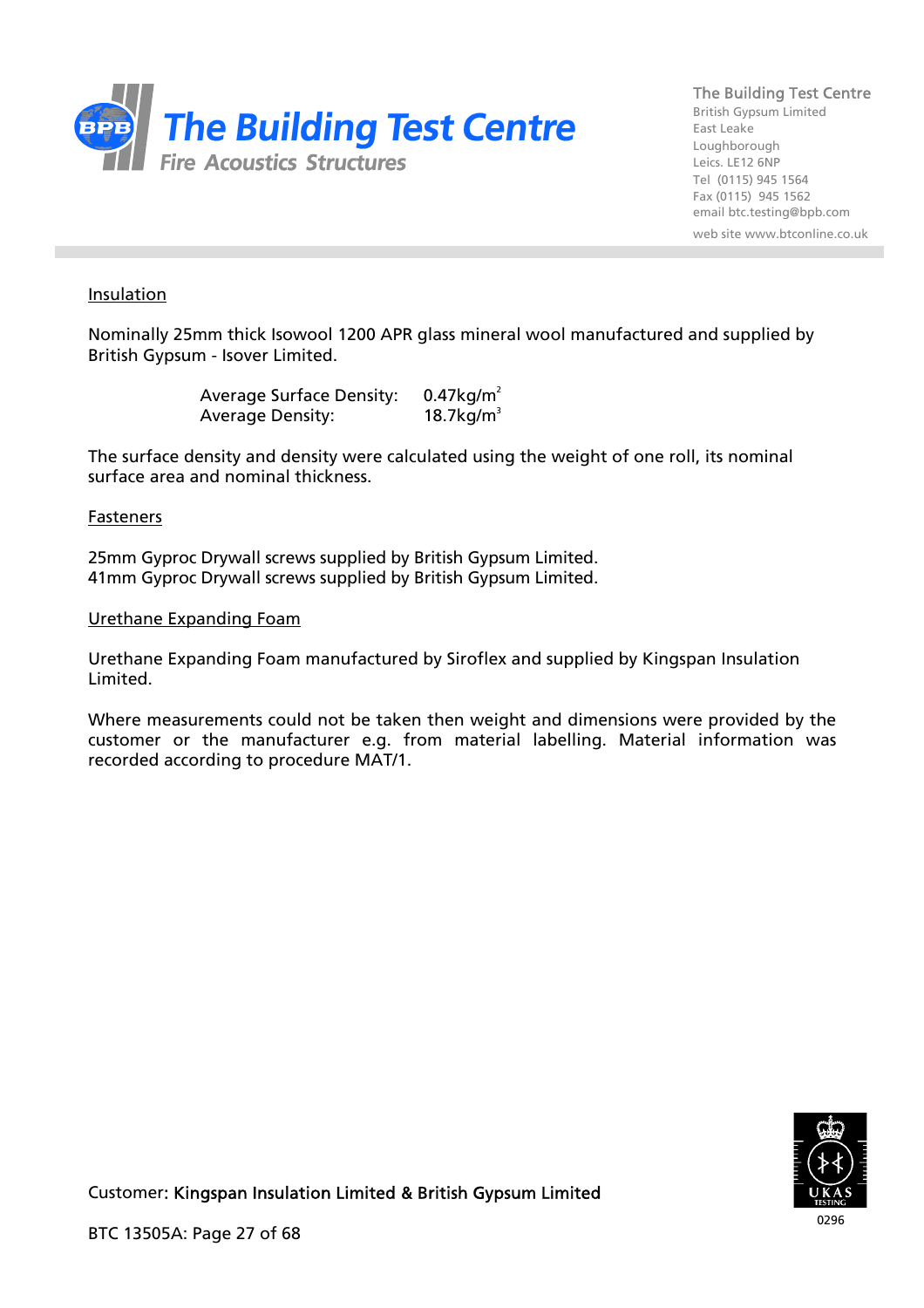Insulation

Nominally 25mm thick Isowool 1200 APR glass mineral wool manufactured and supplied by British Gypsum - Isover Limited.

| | |
|---|---|
| Average Surface Density: | 0.47kg/$m^2$ |
| Average Density: | 18.7kg/$m^3$ |

The surface density and density were calculated using the weight of one roll, its nominal surface area and nominal thickness.

Fasteners

25mm Gyproc Drywall screws supplied by British Gypsum Limited.
41mm Gyproc Drywall screws supplied by British Gypsum Limited.

Urethane Expanding Foam

Urethane Expanding Foam manufactured by Siroflex and supplied by Kingspan Insulation Limited.

Where measurements could not be taken then weight and dimensions were provided by the customer or the manufacturer e.g. from material labelling. Material information was recorded according to procedure MAT/1.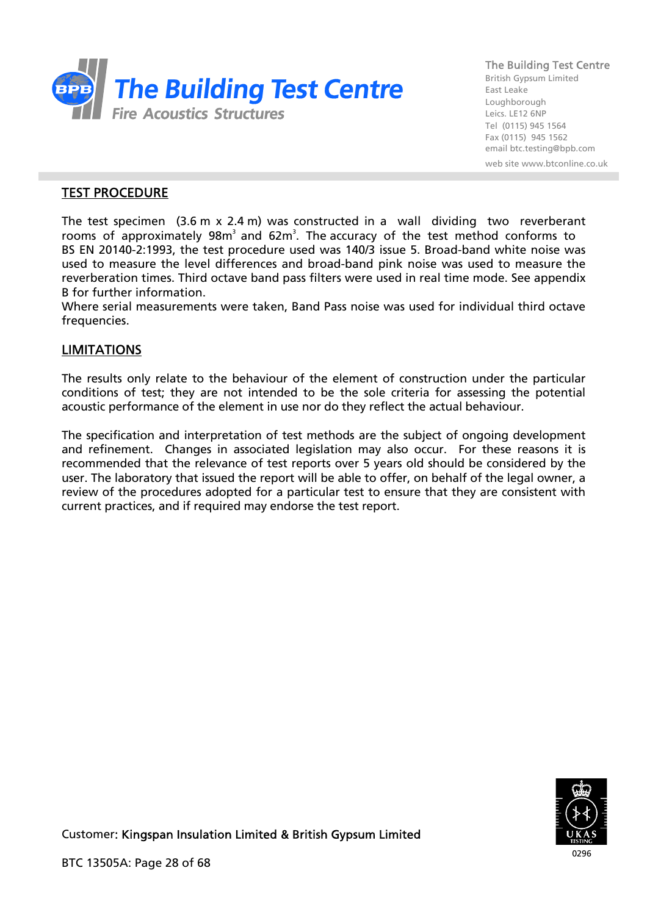## TEST PROCEDURE

The test specimen (3.6 m x 2.4 m) was constructed in a wall dividing two reverberant rooms of approximately 98m$^3$ and 62m$^3$. The accuracy of the test method conforms to BS EN 20140-2:1993, the test procedure used was 140/3 issue 5. Broad-band white noise was used to measure the level differences and broad-band pink noise was used to measure the reverberation times. Third octave band pass filters were used in real time mode. See appendix B for further information.
Where serial measurements were taken, Band Pass noise was used for individual third octave frequencies.

## LIMITATIONS

The results only relate to the behaviour of the element of construction under the particular conditions of test; they are not intended to be the sole criteria for assessing the potential acoustic performance of the element in use nor do they reflect the actual behaviour.

The specification and interpretation of test methods are the subject of ongoing development and refinement. Changes in associated legislation may also occur. For these reasons it is recommended that the relevance of test reports over 5 years old should be considered by the user. The laboratory that issued the report will be able to offer, on behalf of the legal owner, a review of the procedures adopted for a particular test to ensure that they are consistent with current practices, and if required may endorse the test report.

Customer: Kingspan Insulation Limited & British Gypsum Limited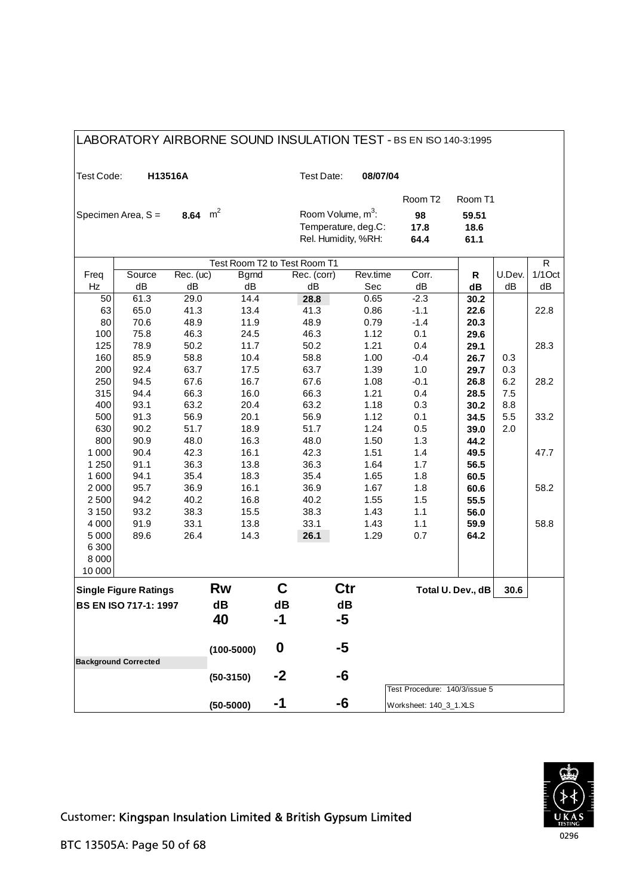# LABORATORY AIRBORNE SOUND INSULATION TEST - BS EN ISO 140-3:1995

Test Code: **H13516A** | Test Date: **08/07/04**

Specimen Area, S = **8.64** $m^2$

| | Room T2 | Room T1 |
|---|---|---|
| Room Volume, $m^3$: | **98** | **59.51** |
| Temperature, deg.C: | **17.8** | **18.6** |
| Rel. Humidity, %RH: | **64.4** | **61.1** |

| Freq | Test Room T2 to Test Room T1 | | | | | | R | U.Dev. | R |
|---|---|---|---|---|---|---|---|---|---|
| | Source | Rec. (uc) | Bgrnd | Rec. (corr) | Rev.time | Corr. | | | 1/1Oct |
| Hz | dB | dB | dB | dB | Sec | dB | dB | dB | dB |
| 50 | 61.3 | 29.0 | 14.4 | 28.8 | 0.65 | -2.3 | 30.2 | | |
| 63 | 65.0 | 41.3 | 13.4 | 41.3 | 0.86 | -1.1 | 22.6 | | 22.8 |
| 80 | 70.6 | 48.9 | 11.9 | 48.9 | 0.79 | -1.4 | 20.3 | | |
| 100 | 75.8 | 46.3 | 24.5 | 46.3 | 1.12 | 0.1 | 29.6 | | |
| 125 | 78.9 | 50.2 | 11.7 | 50.2 | 1.21 | 0.4 | 29.1 | | 28.3 |
| 160 | 85.9 | 58.8 | 10.4 | 58.8 | 1.00 | -0.4 | 26.7 | 0.3 | |
| 200 | 92.4 | 63.7 | 17.5 | 63.7 | 1.39 | 1.0 | 29.7 | 0.3 | |
| 250 | 94.5 | 67.6 | 16.7 | 67.6 | 1.08 | -0.1 | 26.8 | 6.2 | 28.2 |
| 315 | 94.4 | 66.3 | 16.0 | 66.3 | 1.21 | 0.4 | 28.5 | 7.5 | |
| 400 | 93.1 | 63.2 | 20.4 | 63.2 | 1.18 | 0.3 | 30.2 | 8.8 | |
| 500 | 91.3 | 56.9 | 20.1 | 56.9 | 1.12 | 0.1 | 34.5 | 5.5 | 33.2 |
| 630 | 90.2 | 51.7 | 18.9 | 51.7 | 1.24 | 0.5 | 39.0 | 2.0 | |
| 800 | 90.9 | 48.0 | 16.3 | 48.0 | 1.50 | 1.3 | 44.2 | | |
| 1 000 | 90.4 | 42.3 | 16.1 | 42.3 | 1.51 | 1.4 | 49.5 | | 47.7 |
| 1 250 | 91.1 | 36.3 | 13.8 | 36.3 | 1.64 | 1.7 | 56.5 | | |
| 1 600 | 94.1 | 35.4 | 18.3 | 35.4 | 1.65 | 1.8 | 60.5 | | |
| 2 000 | 95.7 | 36.9 | 16.1 | 36.9 | 1.67 | 1.8 | 60.6 | | 58.2 |
| 2 500 | 94.2 | 40.2 | 16.8 | 40.2 | 1.55 | 1.5 | 55.5 | | |
| 3 150 | 93.2 | 38.3 | 15.5 | 38.3 | 1.43 | 1.1 | 56.0 | | |
| 4 000 | 91.9 | 33.1 | 13.8 | 33.1 | 1.43 | 1.1 | 59.9 | | 58.8 |
| 5 000 | 89.6 | 26.4 | 14.3 | 26.1 | 1.29 | 0.7 | 64.2 | | |
| 6 300 | | | | | | | | | |
| 8 000 | | | | | | | | | |
| 10 000 | | | | | | | | | |

Total U. Dev., dB: **30.6**

| Single Figure Ratings | Rw | C | Ctr |
|---|---|---|---|
| BS EN ISO 717-1: 1997 | dB | dB | dB |
| | **40** | **-1** | **-5** |
| | (100-5000) | **0** | **-5** |
| Background Corrected | (50-3150) | **-2** | **-6** |
| | (50-5000) | **-1** | **-6** |

Test Procedure: 140/3/issue 5

Worksheet: 140_3_1.XLS

Customer: Kingspan Insulation Limited & British Gypsum Limited

BTC 13505A: Page 50 of 68

UKAS TESTING 0296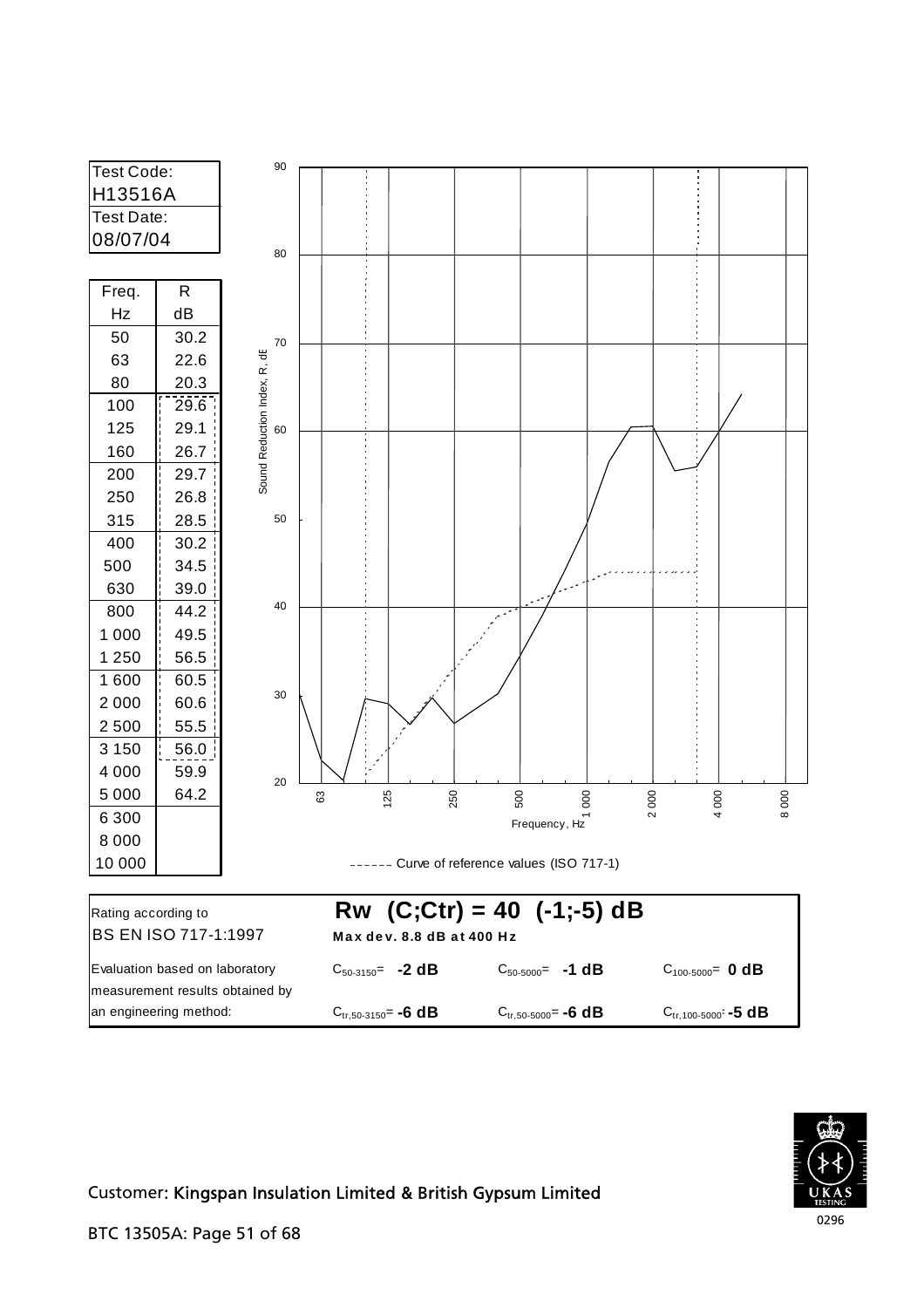| Test Code: |
|---|
| H13516A |
| Test Date: |
| 08/07/04 |

| Freq. Hz | R dB |
|---|---|
| 50 | 30.2 |
| 63 | 22.6 |
| 80 | 20.3 |
| 100 | 29.6 |
| 125 | 29.1 |
| 160 | 26.7 |
| 200 | 29.7 |
| 250 | 26.8 |
| 315 | 28.5 |
| 400 | 30.2 |
| 500 | 34.5 |
| 630 | 39.0 |
| 800 | 44.2 |
| 1 000 | 49.5 |
| 1 250 | 56.5 |
| 1 600 | 60.5 |
| 2 000 | 60.6 |
| 2 500 | 55.5 |
| 3 150 | 56.0 |
| 4 000 | 59.9 |
| 5 000 | 64.2 |
| 6 300 | |
| 8 000 | |
| 10 000 | |

------ Curve of reference values (ISO 717-1)

| Rating according to BS EN ISO 717-1:1997 | **Rw (C;Ctr) = 40 (-1;-5) dB** Max dev. 8.8 dB at 400 Hz | | |
|---|---|---|---|
| Evaluation based on laboratory measurement results obtained by an engineering method: | $C_{50-3150}$ = **-2 dB** | $C_{50-5000}$ = **-1 dB** | $C_{100-5000}$ = **0 dB** |
| | $C_{tr,50-3150}$ = **-6 dB** | $C_{tr,50-5000}$ = **-6 dB** | $C_{tr,100-5000}$ = **-5 dB** |

Customer: Kingspan Insulation Limited & British Gypsum Limited

BTC 13505A: Page 51 of 68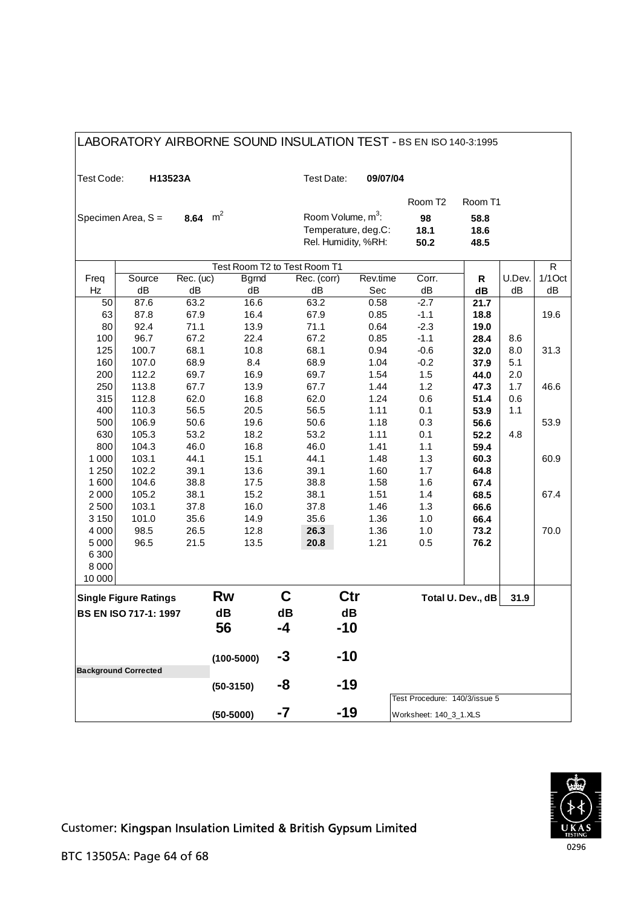# LABORATORY AIRBORNE SOUND INSULATION TEST - BS EN ISO 140-3:1995

Test Code: **H13523A**

Test Date: **09/07/04**

Specimen Area, S = **8.64** $m^2$

| | Room T2 | Room T1 |
|---|---|---|
| Room Volume, $m^3$: | **98** | **58.8** |
| Temperature, deg.C: | **18.1** | **18.6** |
| Rel. Humidity, %RH: | **50.2** | **48.5** |

| | Test Room T2 to Test Room T1 | | | | | | | | R |
|---|---|---|---|---|---|---|---|---|---|
| Freq | Source | Rec. (uc) | Bgrnd | Rec. (corr) | Rev.time | Corr. | **R** | U.Dev. | 1/1Oct |
| Hz | dB | dB | dB | dB | Sec | dB | **dB** | dB | dB |
| 50 | 87.6 | 63.2 | 16.6 | 63.2 | 0.58 | -2.7 | **21.7** | | |
| 63 | 87.8 | 67.9 | 16.4 | 67.9 | 0.85 | -1.1 | **18.8** | | 19.6 |
| 80 | 92.4 | 71.1 | 13.9 | 71.1 | 0.64 | -2.3 | **19.0** | | |
| 100 | 96.7 | 67.2 | 22.4 | 67.2 | 0.85 | -1.1 | **28.4** | 8.6 | |
| 125 | 100.7 | 68.1 | 10.8 | 68.1 | 0.94 | -0.6 | **32.0** | 8.0 | 31.3 |
| 160 | 107.0 | 68.9 | 8.4 | 68.9 | 1.04 | -0.2 | **37.9** | 5.1 | |
| 200 | 112.2 | 69.7 | 16.9 | 69.7 | 1.54 | 1.5 | **44.0** | 2.0 | |
| 250 | 113.8 | 67.7 | 13.9 | 67.7 | 1.44 | 1.2 | **47.3** | 1.7 | 46.6 |
| 315 | 112.8 | 62.0 | 16.8 | 62.0 | 1.24 | 0.6 | **51.4** | 0.6 | |
| 400 | 110.3 | 56.5 | 20.5 | 56.5 | 1.11 | 0.1 | **53.9** | 1.1 | |
| 500 | 106.9 | 50.6 | 19.6 | 50.6 | 1.18 | 0.3 | **56.6** | | 53.9 |
| 630 | 105.3 | 53.2 | 18.2 | 53.2 | 1.11 | 0.1 | **52.2** | 4.8 | |
| 800 | 104.3 | 46.0 | 16.8 | 46.0 | 1.41 | 1.1 | **59.4** | | |
| 1 000 | 103.1 | 44.1 | 15.1 | 44.1 | 1.48 | 1.3 | **60.3** | | 60.9 |
| 1 250 | 102.2 | 39.1 | 13.6 | 39.1 | 1.60 | 1.7 | **64.8** | | |
| 1 600 | 104.6 | 38.8 | 17.5 | 38.8 | 1.58 | 1.6 | **67.4** | | |
| 2 000 | 105.2 | 38.1 | 15.2 | 38.1 | 1.51 | 1.4 | **68.5** | | 67.4 |
| 2 500 | 103.1 | 37.8 | 16.0 | 37.8 | 1.46 | 1.3 | **66.6** | | |
| 3 150 | 101.0 | 35.6 | 14.9 | 35.6 | 1.36 | 1.0 | **66.4** | | |
| 4 000 | 98.5 | 26.5 | 12.8 | **26.3** | 1.36 | 1.0 | **73.2** | | 70.0 |
| 5 000 | 96.5 | 21.5 | 13.5 | **20.8** | 1.21 | 0.5 | **76.2** | | |
| 6 300 | | | | | | | | | |
| 8 000 | | | | | | | | | |
| 10 000 | | | | | | | | | |

**Total U. Dev., dB** **31.9**

| **Single Figure Ratings** | **Rw** | **C** | **Ctr** |
|---|---|---|---|
| **BS EN ISO 717-1: 1997** | **dB** | **dB** | **dB** |
| | **56** | **-4** | **-10** |
| | **(100-5000)** | **-3** | **-10** |
| **Background Corrected** | | | |
| | **(50-3150)** | **-8** | **-19** |
| | **(50-5000)** | **-7** | **-19** |

Test Procedure: 140/3/issue 5

Worksheet: 140_3_1.XLS

Customer: Kingspan Insulation Limited & British Gypsum Limited

UKAS TESTING 0296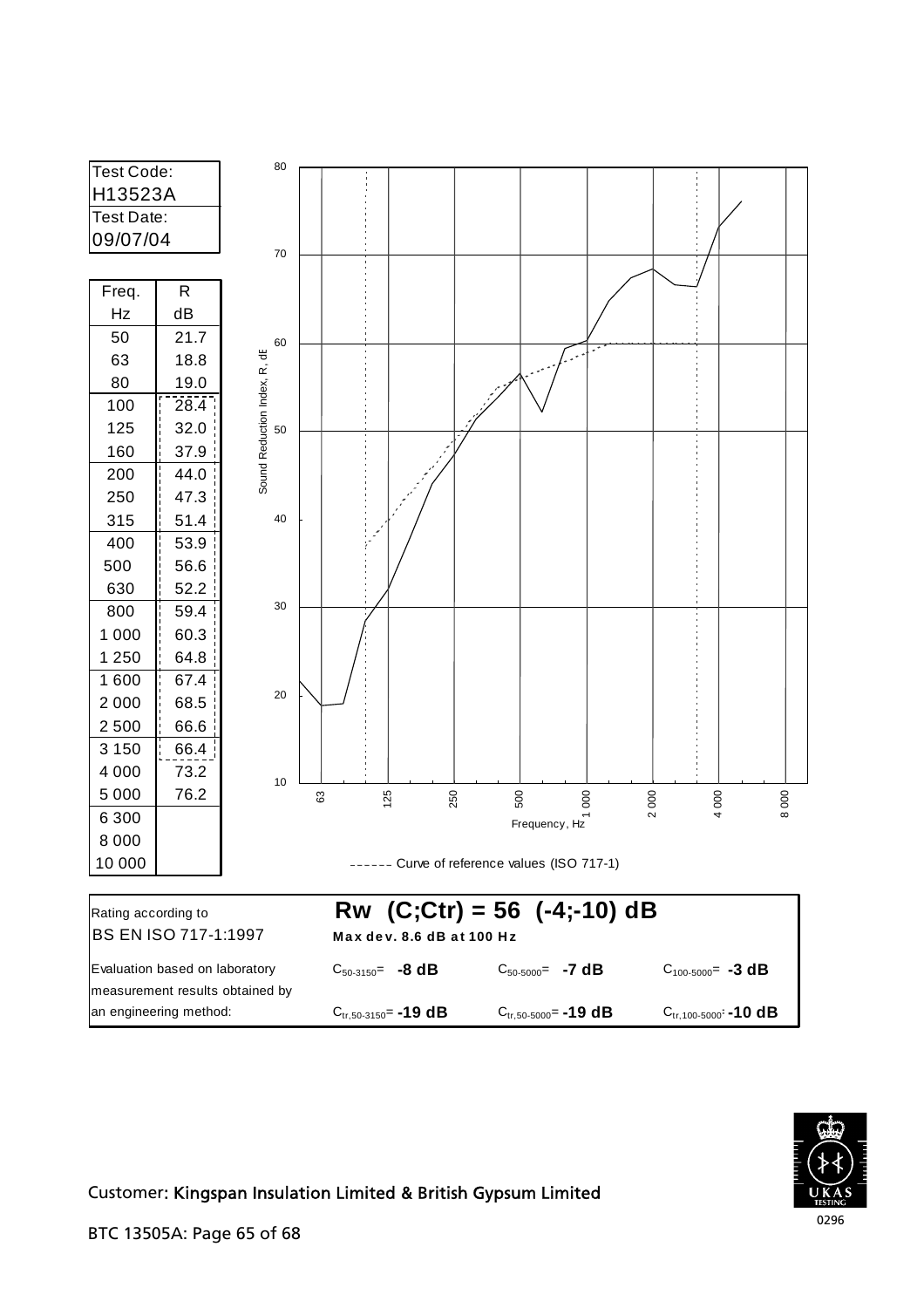| Test Code: |
| --- |
| H13523A |
| Test Date: |
| 09/07/04 |

| Freq. Hz | R dB |
| --- | --- |
| 50 | 21.7 |
| 63 | 18.8 |
| 80 | 19.0 |
| 100 | 28.4 |
| 125 | 32.0 |
| 160 | 37.9 |
| 200 | 44.0 |
| 250 | 47.3 |
| 315 | 51.4 |
| 400 | 53.9 |
| 500 | 56.6 |
| 630 | 52.2 |
| 800 | 59.4 |
| 1 000 | 60.3 |
| 1 250 | 64.8 |
| 1 600 | 67.4 |
| 2 000 | 68.5 |
| 2 500 | 66.6 |
| 3 150 | 66.4 |
| 4 000 | 73.2 |
| 5 000 | 76.2 |
| 6 300 | |
| 8 000 | |
| 10 000 | |

Sound Reduction Index, R, dB

Frequency, Hz

------ Curve of reference values (ISO 717-1)

| Rating according to BS EN ISO 717-1:1997 | **Rw (C;Ctr) = 56 (-4;-10) dB** | | |
| --- | --- | --- | --- |
| | **Max dev. 8.6 dB at 100 Hz** | | |
| Evaluation based on laboratory measurement results obtained by an engineering method: | $C_{50\text{-}3150}$= **-8 dB** | $C_{50\text{-}5000}$= **-7 dB** | $C_{100\text{-}5000}$= **-3 dB** |
| | $C_{tr,50\text{-}3150}$= **-19 dB** | $C_{tr,50\text{-}5000}$= **-19 dB** | $C_{tr,100\text{-}5000}$= **-10 dB** |

Customer: Kingspan Insulation Limited & British Gypsum Limited

BTC 13505A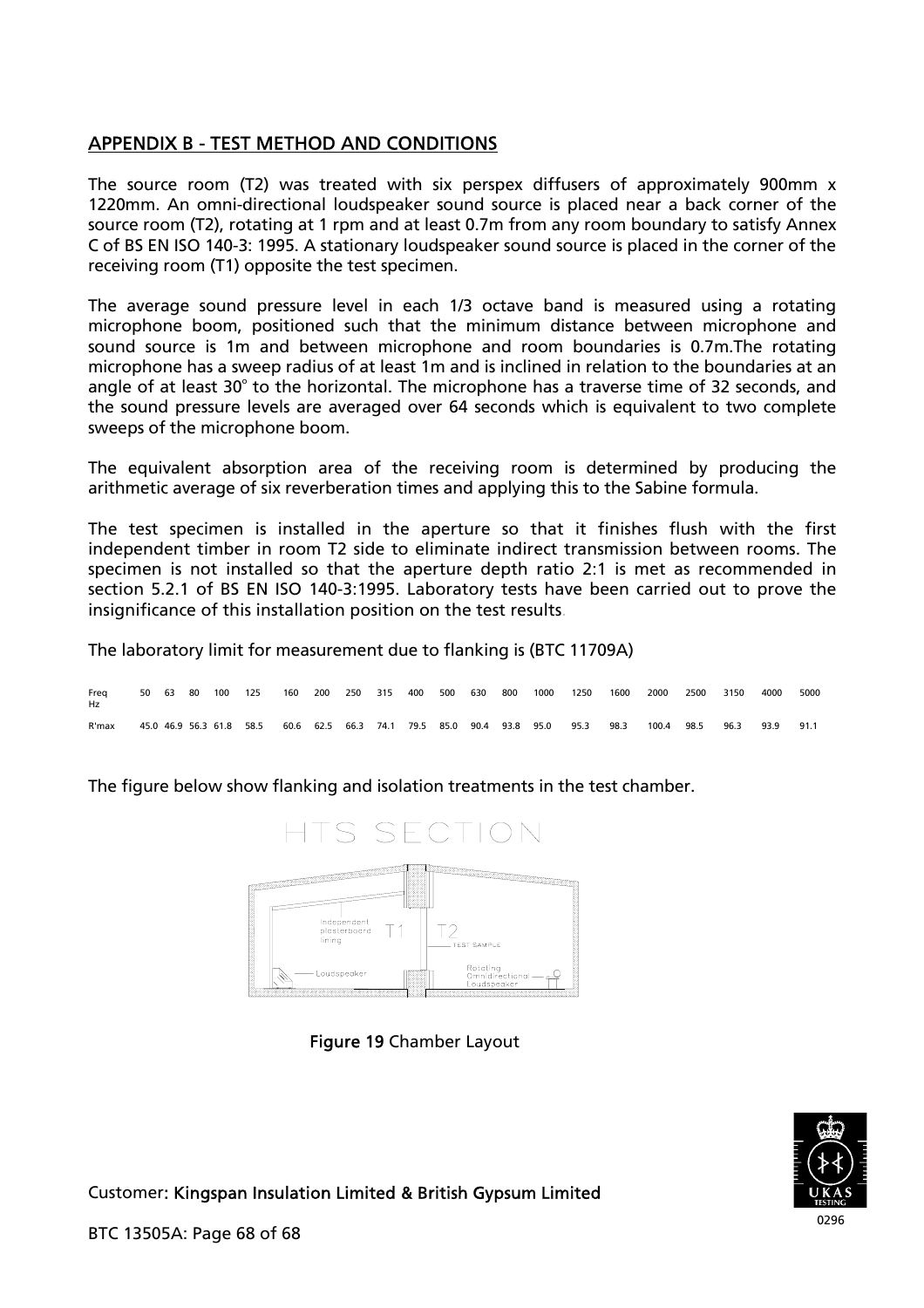## APPENDIX B - TEST METHOD AND CONDITIONS

The source room (T2) was treated with six perspex diffusers of approximately 900mm x 1220mm. An omni-directional loudspeaker sound source is placed near a back corner of the source room (T2), rotating at 1 rpm and at least 0.7m from any room boundary to satisfy Annex C of BS EN ISO 140-3: 1995. A stationary loudspeaker sound source is placed in the corner of the receiving room (T1) opposite the test specimen.

The average sound pressure level in each 1/3 octave band is measured using a rotating microphone boom, positioned such that the minimum distance between microphone and sound source is 1m and between microphone and room boundaries is 0.7m.The rotating microphone has a sweep radius of at least 1m and is inclined in relation to the boundaries at an angle of at least 30° to the horizontal. The microphone has a traverse time of 32 seconds, and the sound pressure levels are averaged over 64 seconds which is equivalent to two complete sweeps of the microphone boom.

The equivalent absorption area of the receiving room is determined by producing the arithmetic average of six reverberation times and applying this to the Sabine formula.

The test specimen is installed in the aperture so that it finishes flush with the first independent timber in room T2 side to eliminate indirect transmission between rooms. The specimen is not installed so that the aperture depth ratio 2:1 is met as recommended in section 5.2.1 of BS EN ISO 140-3:1995. Laboratory tests have been carried out to prove the insignificance of this installation position on the test results.

The laboratory limit for measurement due to flanking is (BTC 11709A)

| Freq Hz | 50 | 63 | 80 | 100 | 125 | 160 | 200 | 250 | 315 | 400 | 500 | 630 | 800 | 1000 | 1250 | 1600 | 2000 | 2500 | 3150 | 4000 | 5000 |
|---|---|---|---|---|---|---|---|---|---|---|---|---|---|---|---|---|---|---|---|---|---|
| R'max | 45.0 | 46.9 | 56.3 | 61.8 | 58.5 | 60.6 | 62.5 | 66.3 | 74.1 | 79.5 | 85.0 | 90.4 | 93.8 | 95.0 | 95.3 | 98.3 | 100.4 | 98.5 | 96.3 | 93.9 | 91.1 |

The figure below show flanking and isolation treatments in the test chamber.

HTS SECTION

Independent plasterboard lining

T1

T2

TEST SAMPLE

Loudspeaker

Rotating Omni-directional Loudspeaker

**Figure 19** Chamber Layout

Customer: **Kingspan Insulation Limited & British Gypsum Limited**